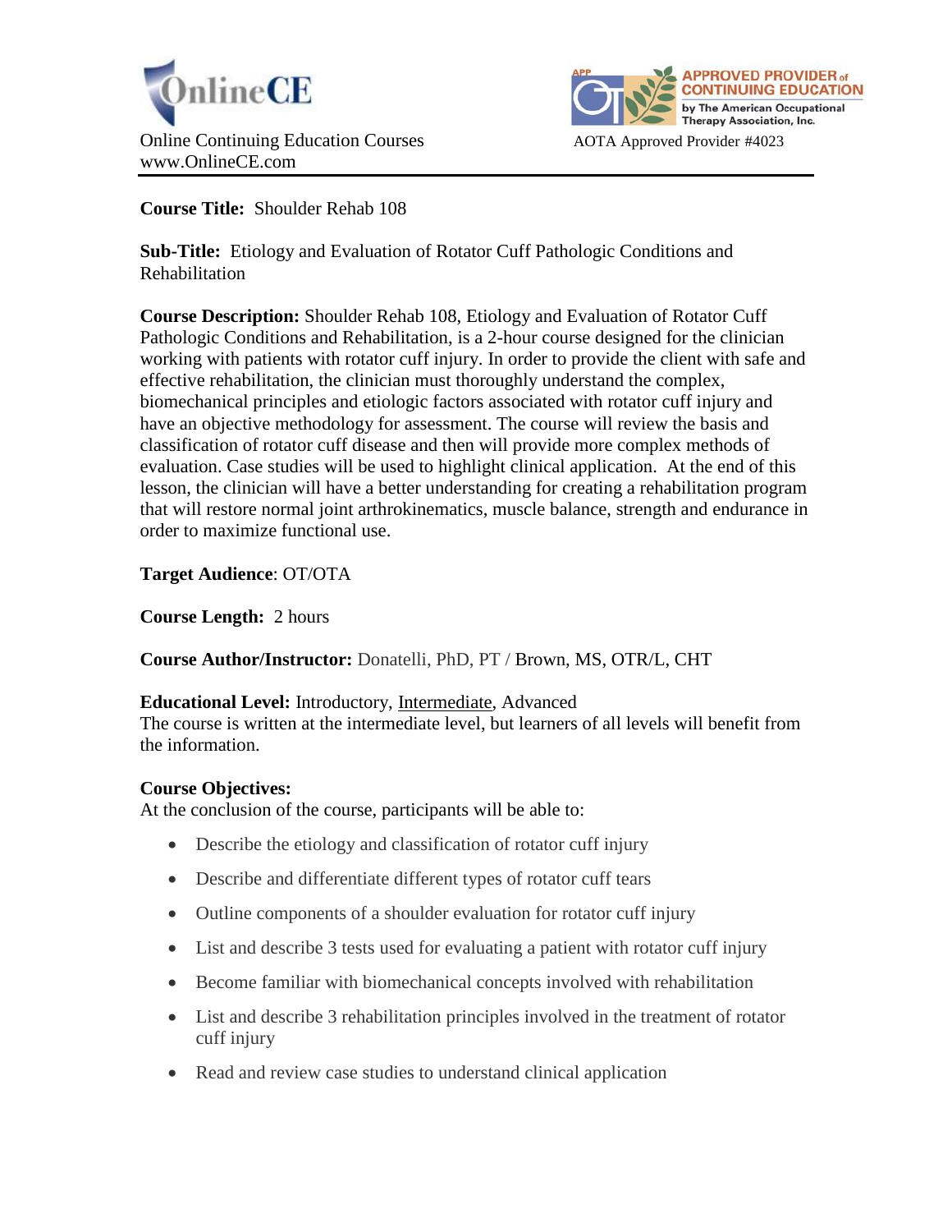OnlineCE

Online Continuing Education Courses
www.OnlineCE.com

APPROVED PROVIDER of CONTINUING EDUCATION by The American Occupational Therapy Association, Inc.

AOTA Approved Provider #4023

**Course Title:** Shoulder Rehab 108

**Sub-Title:** Etiology and Evaluation of Rotator Cuff Pathologic Conditions and Rehabilitation

**Course Description:** Shoulder Rehab 108, Etiology and Evaluation of Rotator Cuff Pathologic Conditions and Rehabilitation, is a 2-hour course designed for the clinician working with patients with rotator cuff injury. In order to provide the client with safe and effective rehabilitation, the clinician must thoroughly understand the complex, biomechanical principles and etiologic factors associated with rotator cuff injury and have an objective methodology for assessment. The course will review the basis and classification of rotator cuff disease and then will provide more complex methods of evaluation. Case studies will be used to highlight clinical application. At the end of this lesson, the clinician will have a better understanding for creating a rehabilitation program that will restore normal joint arthrokinematics, muscle balance, strength and endurance in order to maximize functional use.

**Target Audience**: OT/OTA

**Course Length:** 2 hours

**Course Author/Instructor:** Donatelli, PhD, PT / Brown, MS, OTR/L, CHT

**Educational Level:** Introductory, Intermediate, Advanced
The course is written at the intermediate level, but learners of all levels will benefit from the information.

**Course Objectives:**
At the conclusion of the course, participants will be able to:

- Describe the etiology and classification of rotator cuff injury
- Describe and differentiate different types of rotator cuff tears
- Outline components of a shoulder evaluation for rotator cuff injury
- List and describe 3 tests used for evaluating a patient with rotator cuff injury
- Become familiar with biomechanical concepts involved with rehabilitation
- List and describe 3 rehabilitation principles involved in the treatment of rotator cuff injury
- Read and review case studies to understand clinical application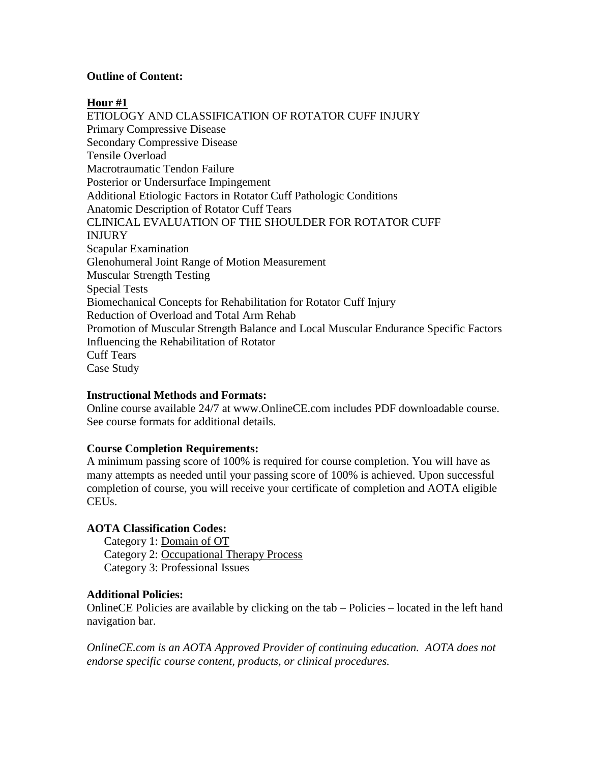**Outline of Content:**

**Hour #1**

ETIOLOGY AND CLASSIFICATION OF ROTATOR CUFF INJURY
Primary Compressive Disease
Secondary Compressive Disease
Tensile Overload
Macrotraumatic Tendon Failure
Posterior or Undersurface Impingement
Additional Etiologic Factors in Rotator Cuff Pathologic Conditions
Anatomic Description of Rotator Cuff Tears
CLINICAL EVALUATION OF THE SHOULDER FOR ROTATOR CUFF INJURY
Scapular Examination
Glenohumeral Joint Range of Motion Measurement
Muscular Strength Testing
Special Tests
Biomechanical Concepts for Rehabilitation for Rotator Cuff Injury
Reduction of Overload and Total Arm Rehab
Promotion of Muscular Strength Balance and Local Muscular Endurance Specific Factors Influencing the Rehabilitation of Rotator
Cuff Tears
Case Study

**Instructional Methods and Formats:**
Online course available 24/7 at www.OnlineCE.com includes PDF downloadable course. See course formats for additional details.

**Course Completion Requirements:**
A minimum passing score of 100% is required for course completion. You will have as many attempts as needed until your passing score of 100% is achieved. Upon successful completion of course, you will receive your certificate of completion and AOTA eligible CEUs.

**AOTA Classification Codes:**

Category 1: Domain of OT
Category 2: Occupational Therapy Process
Category 3: Professional Issues

**Additional Policies:**
OnlineCE Policies are available by clicking on the tab – Policies – located in the left hand navigation bar.

*OnlineCE.com is an AOTA Approved Provider of continuing education. AOTA does not endorse specific course content, products, or clinical procedures.*